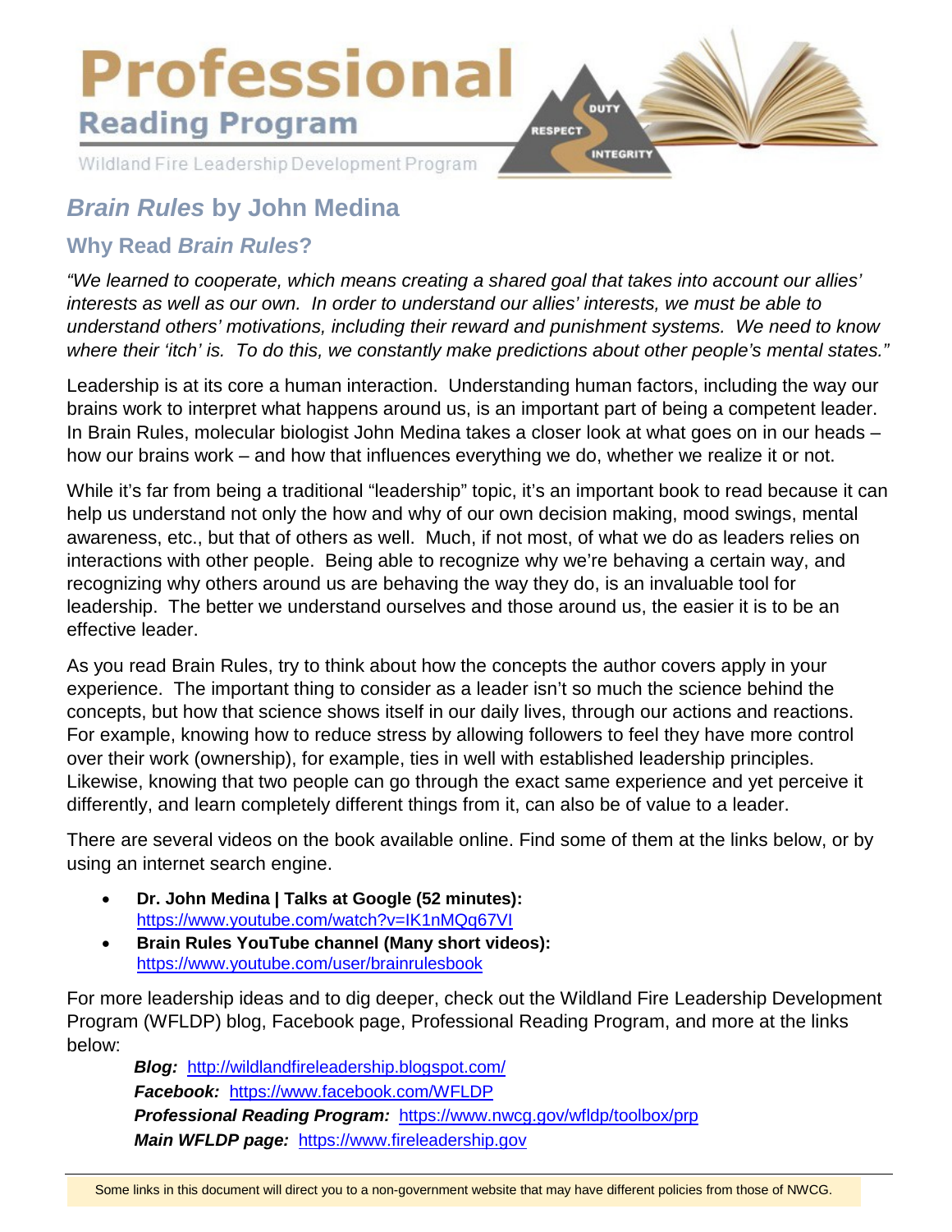# Professional

## Reading Program

Wildland Fire Leadership Development Program

DUTY RESPECT INTEGRITY

# *Brain Rules* by John Medina

## Why Read *Brain Rules*?

*"We learned to cooperate, which means creating a shared goal that takes into account our allies' interests as well as our own. In order to understand our allies' interests, we must be able to understand others' motivations, including their reward and punishment systems. We need to know where their 'itch' is. To do this, we constantly make predictions about other people's mental states."*

Leadership is at its core a human interaction. Understanding human factors, including the way our brains work to interpret what happens around us, is an important part of being a competent leader. In Brain Rules, molecular biologist John Medina takes a closer look at what goes on in our heads – how our brains work – and how that influences everything we do, whether we realize it or not.

While it's far from being a traditional "leadership" topic, it's an important book to read because it can help us understand not only the how and why of our own decision making, mood swings, mental awareness, etc., but that of others as well. Much, if not most, of what we do as leaders relies on interactions with other people. Being able to recognize why we're behaving a certain way, and recognizing why others around us are behaving the way they do, is an invaluable tool for leadership. The better we understand ourselves and those around us, the easier it is to be an effective leader.

As you read Brain Rules, try to think about how the concepts the author covers apply in your experience. The important thing to consider as a leader isn't so much the science behind the concepts, but how that science shows itself in our daily lives, through our actions and reactions. For example, knowing how to reduce stress by allowing followers to feel they have more control over their work (ownership), for example, ties in well with established leadership principles. Likewise, knowing that two people can go through the exact same experience and yet perceive it differently, and learn completely different things from it, can also be of value to a leader.

There are several videos on the book available online. Find some of them at the links below, or by using an internet search engine.

- **Dr. John Medina | Talks at Google (52 minutes):** https://www.youtube.com/watch?v=IK1nMQq67VI
- **Brain Rules YouTube channel (Many short videos):** https://www.youtube.com/user/brainrulesbook

For more leadership ideas and to dig deeper, check out the Wildland Fire Leadership Development Program (WFLDP) blog, Facebook page, Professional Reading Program, and more at the links below:

***Blog:*** http://wildlandfireleadership.blogspot.com/
***Facebook:*** https://www.facebook.com/WFLDP
***Professional Reading Program:*** https://www.nwcg.gov/wfldp/toolbox/prp
***Main WFLDP page:*** https://www.fireleadership.gov

Some links in this document will direct you to a non-government website that may have different policies from those of NWCG.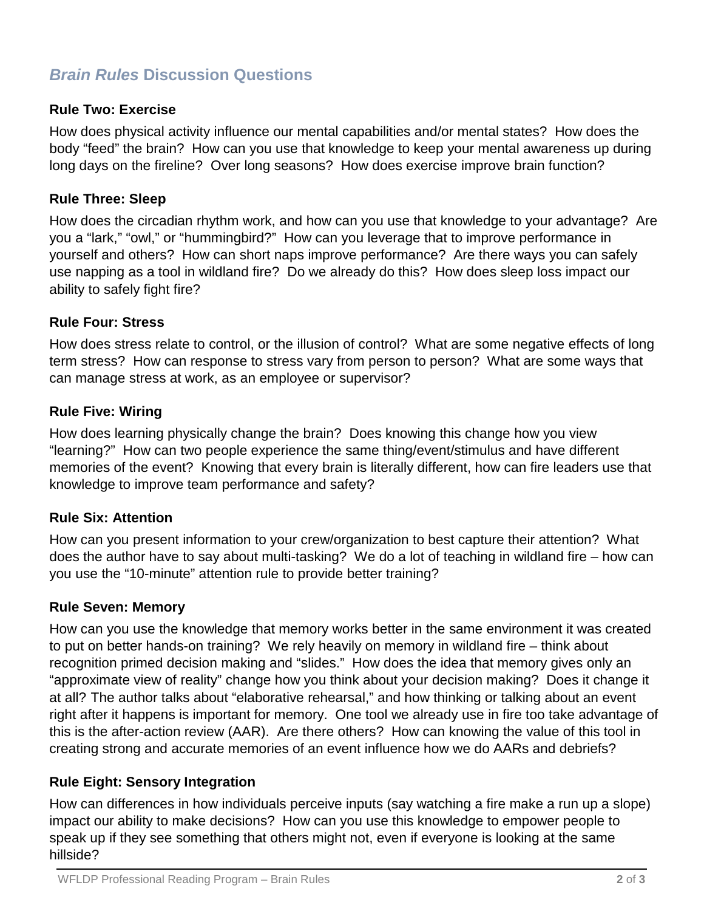## *Brain Rules* Discussion Questions

### Rule Two: Exercise

How does physical activity influence our mental capabilities and/or mental states? How does the body "feed" the brain? How can you use that knowledge to keep your mental awareness up during long days on the fireline? Over long seasons? How does exercise improve brain function?

### Rule Three: Sleep

How does the circadian rhythm work, and how can you use that knowledge to your advantage? Are you a "lark," "owl," or "hummingbird?" How can you leverage that to improve performance in yourself and others? How can short naps improve performance? Are there ways you can safely use napping as a tool in wildland fire? Do we already do this? How does sleep loss impact our ability to safely fight fire?

### Rule Four: Stress

How does stress relate to control, or the illusion of control? What are some negative effects of long term stress? How can response to stress vary from person to person? What are some ways that can manage stress at work, as an employee or supervisor?

### Rule Five: Wiring

How does learning physically change the brain? Does knowing this change how you view "learning?" How can two people experience the same thing/event/stimulus and have different memories of the event? Knowing that every brain is literally different, how can fire leaders use that knowledge to improve team performance and safety?

### Rule Six: Attention

How can you present information to your crew/organization to best capture their attention? What does the author have to say about multi-tasking? We do a lot of teaching in wildland fire – how can you use the "10-minute" attention rule to provide better training?

### Rule Seven: Memory

How can you use the knowledge that memory works better in the same environment it was created to put on better hands-on training? We rely heavily on memory in wildland fire – think about recognition primed decision making and "slides." How does the idea that memory gives only an "approximate view of reality" change how you think about your decision making? Does it change it at all? The author talks about "elaborative rehearsal," and how thinking or talking about an event right after it happens is important for memory. One tool we already use in fire too take advantage of this is the after-action review (AAR). Are there others? How can knowing the value of this tool in creating strong and accurate memories of an event influence how we do AARs and debriefs?

### Rule Eight: Sensory Integration

How can differences in how individuals perceive inputs (say watching a fire make a run up a slope) impact our ability to make decisions? How can you use this knowledge to empower people to speak up if they see something that others might not, even if everyone is looking at the same hillside?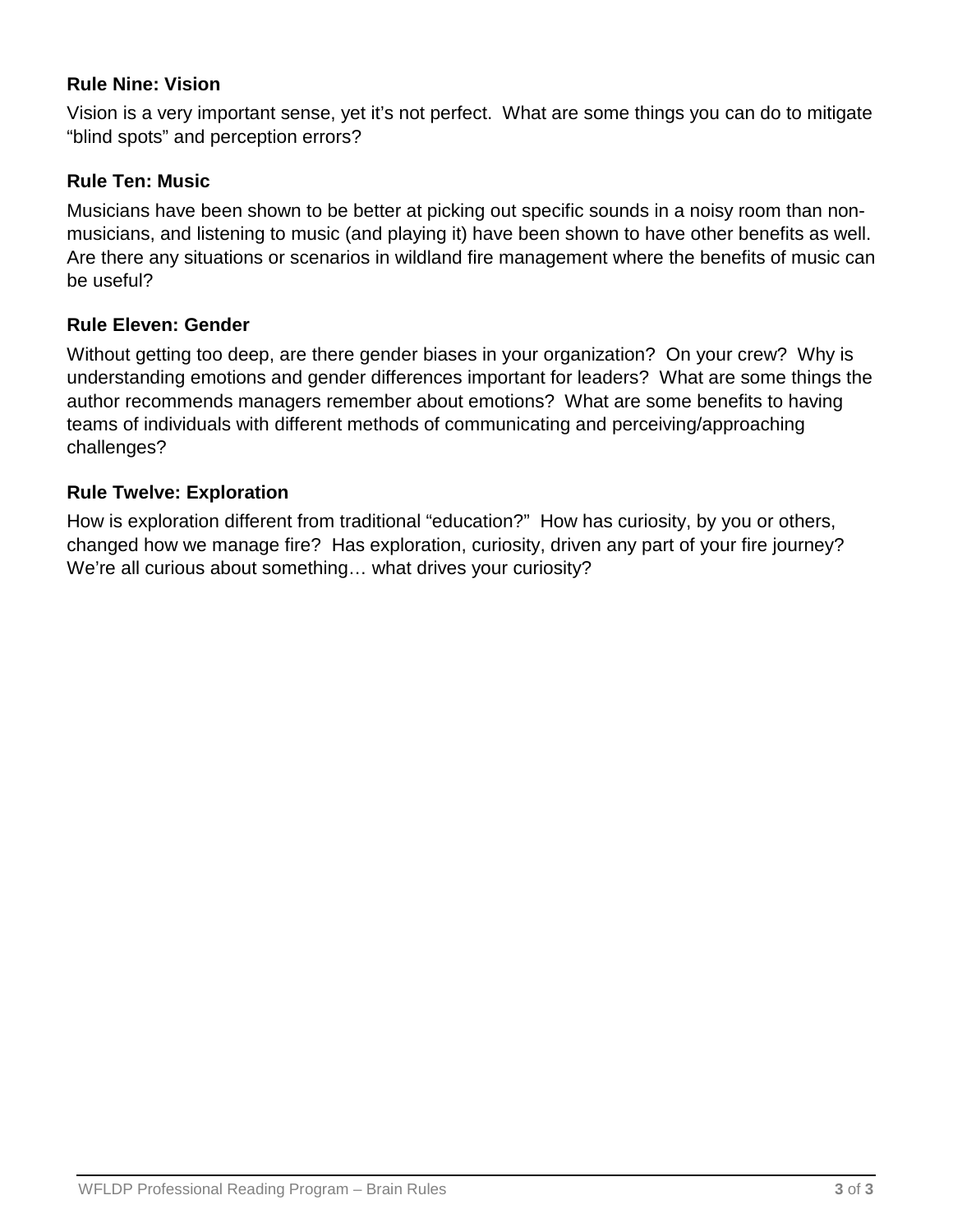**Rule Nine: Vision**

Vision is a very important sense, yet it's not perfect. What are some things you can do to mitigate "blind spots" and perception errors?

**Rule Ten: Music**

Musicians have been shown to be better at picking out specific sounds in a noisy room than non-musicians, and listening to music (and playing it) have been shown to have other benefits as well. Are there any situations or scenarios in wildland fire management where the benefits of music can be useful?

**Rule Eleven: Gender**

Without getting too deep, are there gender biases in your organization? On your crew? Why is understanding emotions and gender differences important for leaders? What are some things the author recommends managers remember about emotions? What are some benefits to having teams of individuals with different methods of communicating and perceiving/approaching challenges?

**Rule Twelve: Exploration**

How is exploration different from traditional "education?" How has curiosity, by you or others, changed how we manage fire? Has exploration, curiosity, driven any part of your fire journey? We're all curious about something… what drives your curiosity?